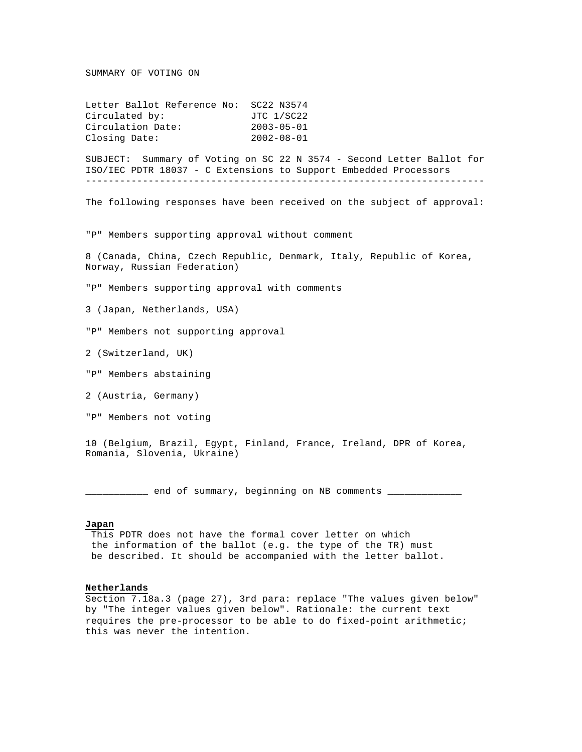SUMMARY OF VOTING ON

Letter Ballot Reference No: SC22 N3574
Circulated by: JTC 1/SC22
Circulation Date: 2003-05-01
Closing Date: 2002-08-01

SUBJECT: Summary of Voting on SC 22 N 3574 - Second Letter Ballot for ISO/IEC PDTR 18037 - C Extensions to Support Embedded Processors

---

The following responses have been received on the subject of approval:

"P" Members supporting approval without comment

8 (Canada, China, Czech Republic, Denmark, Italy, Republic of Korea, Norway, Russian Federation)

"P" Members supporting approval with comments

3 (Japan, Netherlands, USA)

"P" Members not supporting approval

2 (Switzerland, UK)

"P" Members abstaining

2 (Austria, Germany)

"P" Members not voting

10 (Belgium, Brazil, Egypt, Finland, France, Ireland, DPR of Korea, Romania, Slovenia, Ukraine)

___________ end of summary, beginning on NB comments ____________

**Japan**

This PDTR does not have the formal cover letter on which the information of the ballot (e.g. the type of the TR) must be described. It should be accompanied with the letter ballot.

**Netherlands**

Section 7.18a.3 (page 27), 3rd para: replace "The values given below" by "The integer values given below". Rationale: the current text requires the pre-processor to be able to do fixed-point arithmetic; this was never the intention.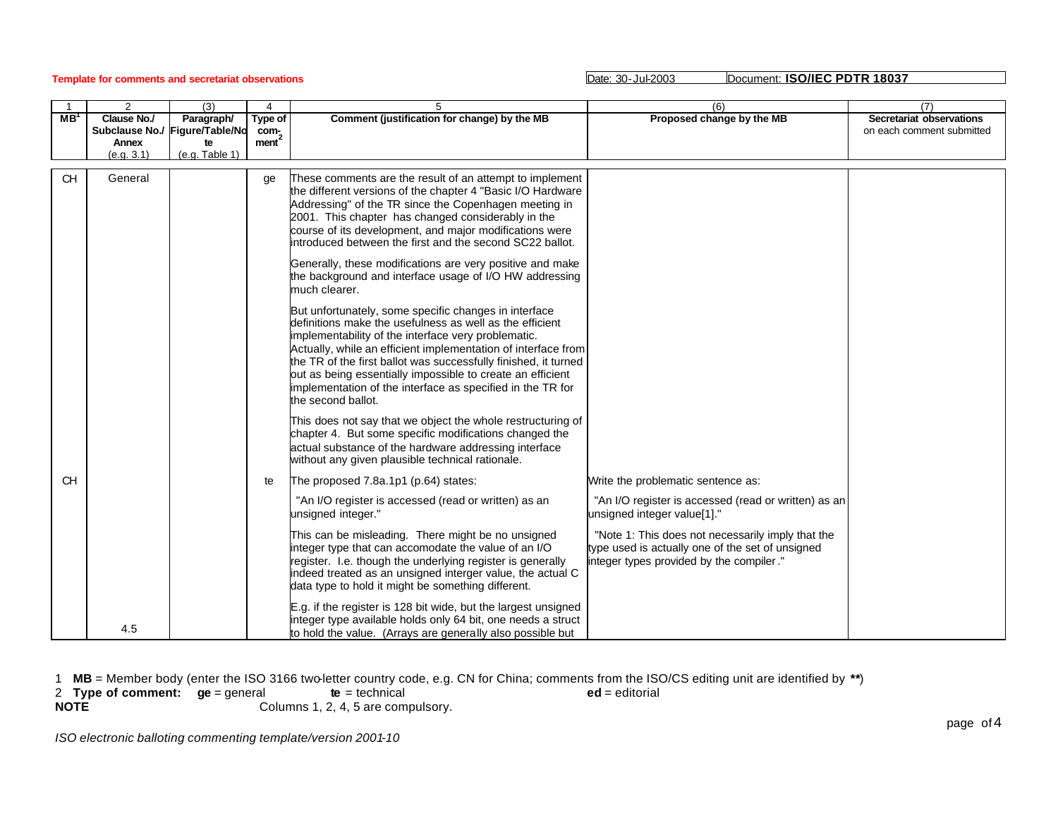**Template for comments and secretariat observations**

Date: 30-Jul-2003 | Document: **ISO/IEC PDTR 18037**

| 1<br>**MB**[1] | 2<br>**Clause No./ Subclause No./ Annex** (e.g. 3.1) | (3)<br>**Paragraph/ Figure/Table/Note** (e.g. Table 1) | 4<br>**Type of comment**[2] | 5<br>**Comment (justification for change) by the MB** | (6)<br>**Proposed change by the MB** | (7)<br>**Secretariat observations** on each comment submitted |
|---|---|---|---|---|---|---|
| CH | General | | ge | These comments are the result of an attempt to implement the different versions of the chapter 4 "Basic I/O Hardware Addressing" of the TR since the Copenhagen meeting in 2001. This chapter has changed considerably in the course of its development, and major modifications were introduced between the first and the second SC22 ballot.<br><br>Generally, these modifications are very positive and make the background and interface usage of I/O HW addressing much clearer.<br><br>But unfortunately, some specific changes in interface definitions make the usefulness as well as the efficient implementability of the interface very problematic. Actually, while an efficient implementation of interface from the TR of the first ballot was successfully finished, it turned out as being essentially impossible to create an efficient implementation of the interface as specified in the TR for the second ballot.<br><br>This does not say that we object the whole restructuring of chapter 4. But some specific modifications changed the actual substance of the hardware addressing interface without any given plausible technical rationale. | | |
| CH | 4.5 | | te | The proposed 7.8a.1p1 (p.64) states:<br><br>"An I/O register is accessed (read or written) as an unsigned integer."<br><br>This can be misleading. There might be no unsigned integer type that can accomodate the value of an I/O register. I.e. though the underlying register is generally indeed treated as an unsigned interger value, the actual C data type to hold it might be something different.<br><br>E.g. if the register is 128 bit wide, but the largest unsigned integer type available holds only 64 bit, one needs a struct to hold the value. (Arrays are generally also possible but | Write the problematic sentence as:<br><br>"An I/O register is accessed (read or written) as an unsigned integer value[1]."<br><br>"Note 1: This does not necessarily imply that the type used is actually one of the set of unsigned integer types provided by the compiler." | |

1 **MB** = Member body (enter the ISO 3166 two-letter country code, e.g. CN for China; comments from the ISO/CS editing unit are identified by **\*\***)
2 **Type of comment:** **ge** = general **te** = technical **ed** = editorial
**NOTE** Columns 1, 2, 4, 5 are compulsory.

*ISO electronic balloting commenting template/version 2001-10*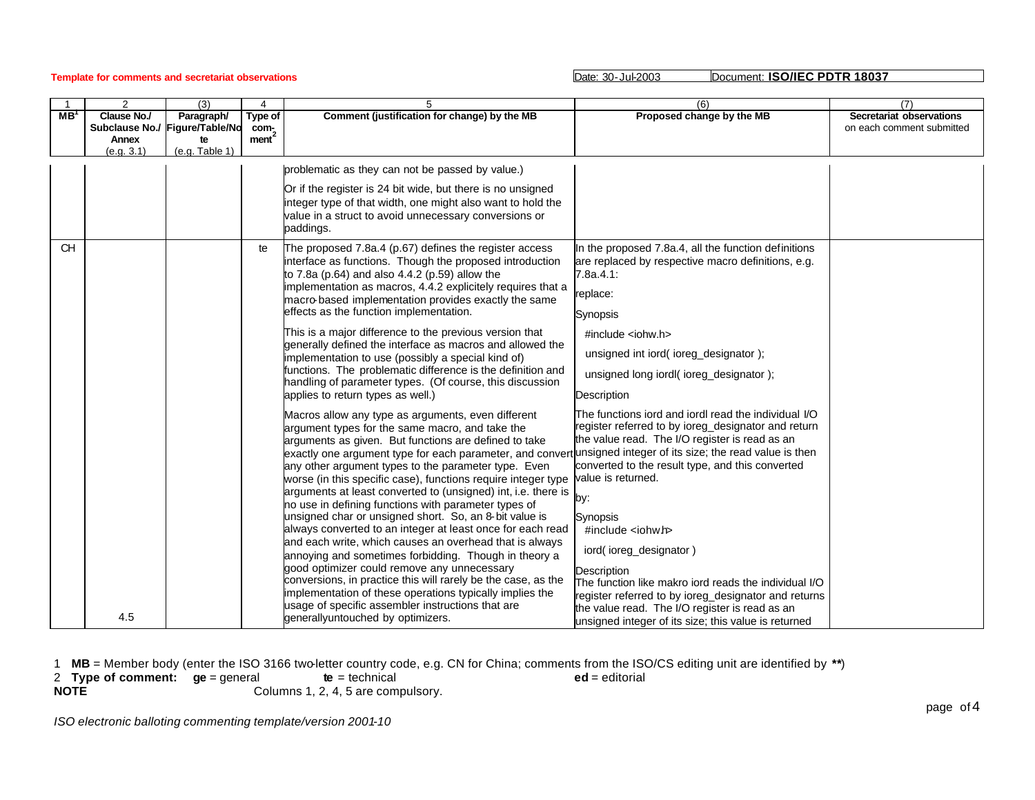**Template for comments and secretariat observations**

Date: 30-Jul-2003 Document: **ISO/IEC PDTR 18037**

| 1<br>MB[1] | 2<br>Clause No./ Subclause No./ Annex (e.g. 3.1) | (3)<br>Paragraph/ Figure/Table/Note (e.g. Table 1) | 4<br>Type of comment[2] | 5<br>Comment (justification for change) by the MB | (6)<br>Proposed change by the MB | (7)<br>Secretariat observations on each comment submitted |
|---|---|---|---|---|---|---|
| | | | | problematic as they can not be passed by value.)<br><br>Or if the register is 24 bit wide, but there is no unsigned integer type of that width, one might also want to hold the value in a struct to avoid unnecessary conversions or paddings. | | |
| CH | 4.5 | | te | The proposed 7.8a.4 (p.67) defines the register access interface as functions. Though the proposed introduction to 7.8a (p.64) and also 4.4.2 (p.59) allow the implementation as macros, 4.4.2 explicitely requires that a macro-based implementation provides exactly the same effects as the function implementation.<br><br>This is a major difference to the previous version that generally defined the interface as macros and allowed the implementation to use (possibly a special kind of) functions. The problematic difference is the definition and handling of parameter types. (Of course, this discussion applies to return types as well.)<br><br>Macros allow any type as arguments, even different argument types for the same macro, and take the arguments as given. But functions are defined to take exactly one argument type for each parameter, and convert any other argument types to the parameter type. Even worse (in this specific case), functions require integer type arguments at least converted to (unsigned) int, i.e. there is no use in defining functions with parameter types of unsigned char or unsigned short. So, an 8-bit value is always converted to an integer at least once for each read and each write, which causes an overhead that is always annoying and sometimes forbidding. Though in theory a good optimizer could remove any unnecessary conversions, in practice this will rarely be the case, as the implementation of these operations typically implies the usage of specific assembler instructions that are generallyuntouched by optimizers. | In the proposed 7.8a.4, all the function definitions are replaced by respective macro definitions, e.g. 7.8a.4.1:<br><br>replace:<br><br>Synopsis<br><br>#include <iohw.h><br><br>unsigned int iord( ioreg_designator );<br><br>unsigned long iordl( ioreg_designator );<br><br>Description<br><br>The functions iord and iordl read the individual I/O register referred to by ioreg_designator and return the value read. The I/O register is read as an unsigned integer of its size; the read value is then converted to the result type, and this converted value is returned.<br><br>by:<br><br>Synopsis<br>#include <iohw.h><br><br>iord( ioreg_designator )<br><br>Description<br>The function like makro iord reads the individual I/O register referred to by ioreg_designator and returns the value read. The I/O register is read as an unsigned integer of its size; this value is returned | |

1 **MB** = Member body (enter the ISO 3166 two-letter country code, e.g. CN for China; comments from the ISO/CS editing unit are identified by **\*\***)
2 **Type of comment:** **ge** = general **te** = technical **ed** = editorial
**NOTE** Columns 1, 2, 4, 5 are compulsory.

*ISO electronic balloting commenting template/version 2001-10*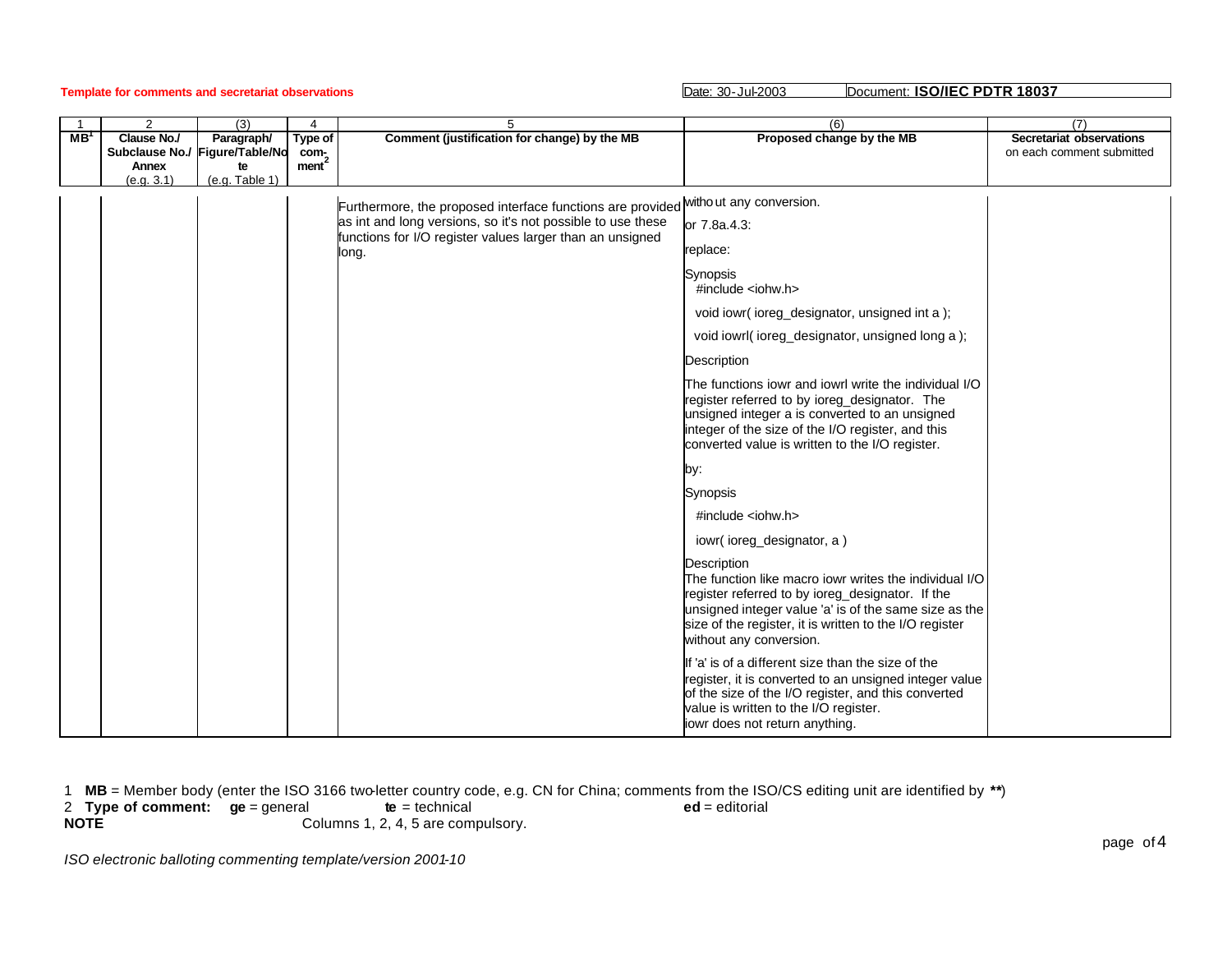**Template for comments and secretariat observations**

Date: 30-Jul-2003 | Document: **ISO/IEC PDTR 18037**

| 1 | 2 | (3) | 4 | 5 | (6) | (7) |
|---|---|---|---|---|---|---|
| **MB**[1] | **Clause No./ Subclause No./ Annex** (e.g. 3.1) | **Paragraph/ Figure/Table/Note** (e.g. Table 1) | **Type of comment**[2] | **Comment (justification for change) by the MB** | **Proposed change by the MB** | **Secretariat observations** on each comment submitted |
| | | | | Furthermore, the proposed interface functions are provided as int and long versions, so it's not possible to use these functions for I/O register values larger than an unsigned long. | without any conversion.<br><br>or 7.8a.4.3:<br><br>replace:<br><br>Synopsis<br>#include <iohw.h><br><br>void iowr( ioreg_designator, unsigned int a );<br><br>void iowrl( ioreg_designator, unsigned long a );<br><br>Description<br><br>The functions iowr and iowrl write the individual I/O register referred to by ioreg_designator. The unsigned integer a is converted to an unsigned integer of the size of the I/O register, and this converted value is written to the I/O register.<br><br>by:<br><br>Synopsis<br><br>#include <iohw.h><br><br>iowr( ioreg_designator, a )<br><br>Description<br>The function like macro iowr writes the individual I/O register referred to by ioreg_designator. If the unsigned integer value 'a' is of the same size as the size of the register, it is written to the I/O register without any conversion.<br><br>If 'a' is of a different size than the size of the register, it is converted to an unsigned integer value of the size of the I/O register, and this converted value is written to the I/O register.<br>iowr does not return anything. | |

1 **MB** = Member body (enter the ISO 3166 two-letter country code, e.g. CN for China; comments from the ISO/CS editing unit are identified by **\*\***)
2 **Type of comment:** **ge** = general **te** = technical **ed** = editorial
**NOTE** Columns 1, 2, 4, 5 are compulsory.

*ISO electronic balloting commenting template/version 2001-10*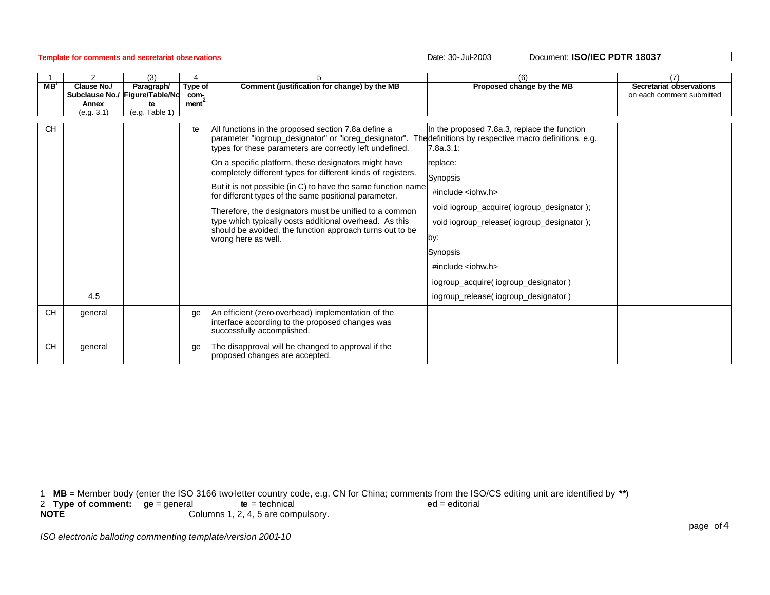**Template for comments and secretariat observations**

Date: 30-Jul-2003 Document: **ISO/IEC PDTR 18037**

| 1 | 2 | (3) | 4 | 5 | (6) | (7) |
|---|---|---|---|---|---|---|
| **MB**[1] | **Clause No./ Subclause No./ Annex** (e.g. 3.1) | **Paragraph/ Figure/Table/Note** (e.g. Table 1) | **Type of comment**[2] | **Comment (justification for change) by the MB** | **Proposed change by the MB** | **Secretariat observations** on each comment submitted |
| CH | 4.5 | | te | All functions in the proposed section 7.8a define a parameter "iogroup_designator" or "ioreg_designator". The types for these parameters are correctly left undefined. On a specific platform, these designators might have completely different types for different kinds of registers. But it is not possible (in C) to have the same function name for different types of the same positional parameter. Therefore, the designators must be unified to a common type which typically costs additional overhead. As this should be avoided, the function approach turns out to be wrong here as well. | In the proposed 7.8a.3, replace the function definitions by respective macro definitions, e.g. 7.8a.3.1: replace: Synopsis #include <iohw.h> void iogroup_acquire( iogroup_designator ); void iogroup_release( iogroup_designator ); by: Synopsis #include <iohw.h> iogroup_acquire( iogroup_designator ) iogroup_release( iogroup_designator ) | |
| CH | general | | ge | An efficient (zero-overhead) implementation of the interface according to the proposed changes was successfully accomplished. | | |
| CH | general | | ge | The disapproval will be changed to approval if the proposed changes are accepted. | | |

1 **MB** = Member body (enter the ISO 3166 two-letter country code, e.g. CN for China; comments from the ISO/CS editing unit are identified by **\*\***)
2 **Type of comment:** **ge** = general **te** = technical **ed** = editorial
**NOTE** Columns 1, 2, 4, 5 are compulsory.

*ISO electronic balloting commenting template/version 2001-10*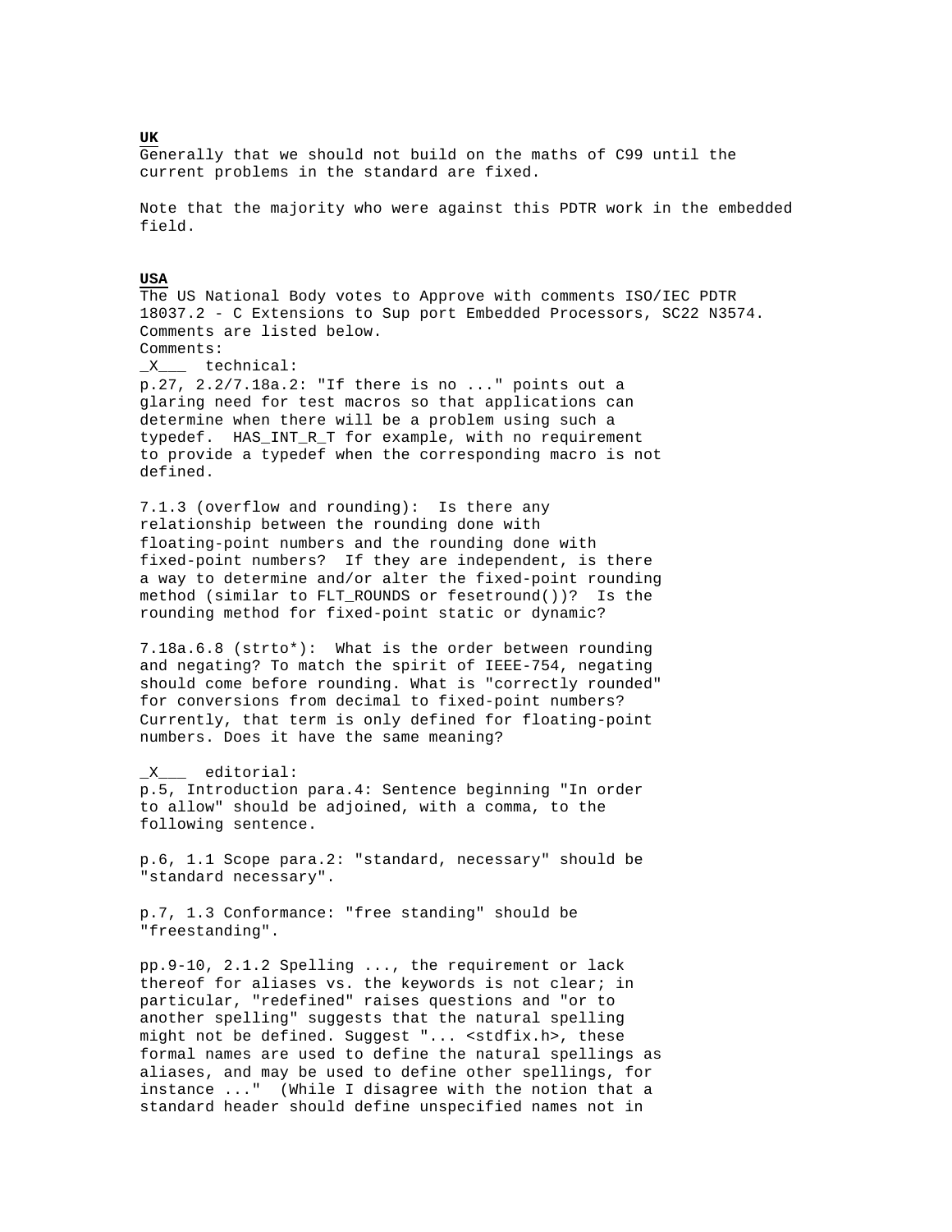**UK**

Generally that we should not build on the maths of C99 until the current problems in the standard are fixed.

Note that the majority who were against this PDTR work in the embedded field.

**USA**

The US National Body votes to Approve with comments ISO/IEC PDTR 18037.2 - C Extensions to Sup port Embedded Processors, SC22 N3574. Comments are listed below.

Comments:

_X___ technical:

p.27, 2.2/7.18a.2: "If there is no ..." points out a glaring need for test macros so that applications can determine when there will be a problem using such a typedef. HAS_INT_R_T for example, with no requirement to provide a typedef when the corresponding macro is not defined.

7.1.3 (overflow and rounding): Is there any relationship between the rounding done with floating-point numbers and the rounding done with fixed-point numbers? If they are independent, is there a way to determine and/or alter the fixed-point rounding method (similar to FLT_ROUNDS or fesetround())? Is the rounding method for fixed-point static or dynamic?

7.18a.6.8 (strto*): What is the order between rounding and negating? To match the spirit of IEEE-754, negating should come before rounding. What is "correctly rounded" for conversions from decimal to fixed-point numbers? Currently, that term is only defined for floating-point numbers. Does it have the same meaning?

_X___ editorial:

p.5, Introduction para.4: Sentence beginning "In order to allow" should be adjoined, with a comma, to the following sentence.

p.6, 1.1 Scope para.2: "standard, necessary" should be "standard necessary".

p.7, 1.3 Conformance: "free standing" should be "freestanding".

pp.9-10, 2.1.2 Spelling ..., the requirement or lack thereof for aliases vs. the keywords is not clear; in particular, "redefined" raises questions and "or to another spelling" suggests that the natural spelling might not be defined. Suggest "... <stdfix.h>, these formal names are used to define the natural spellings as aliases, and may be used to define other spellings, for instance ..." (While I disagree with the notion that a standard header should define unspecified names not in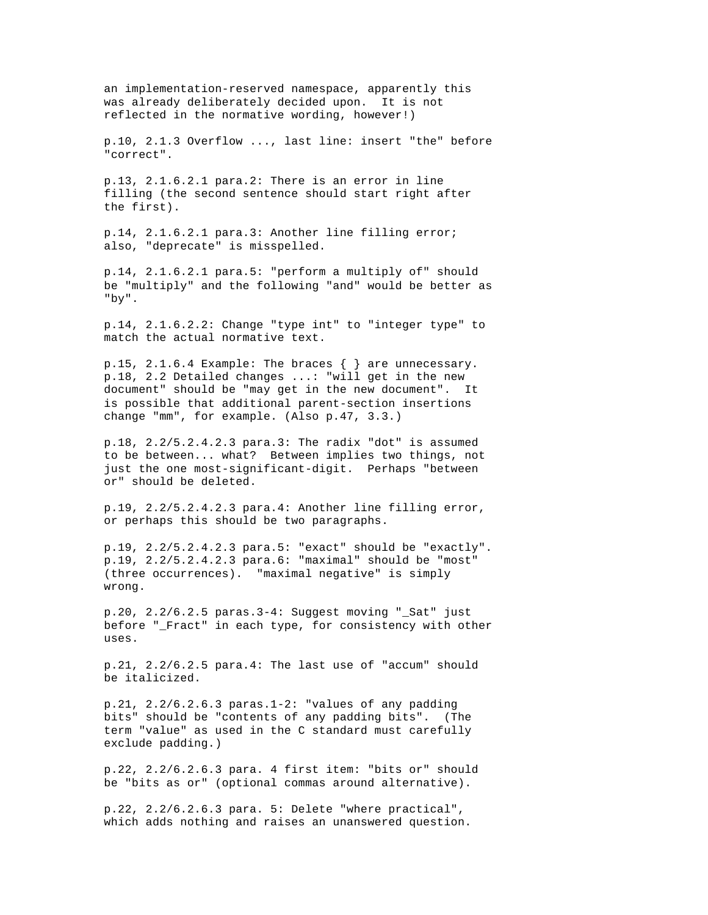an implementation-reserved namespace, apparently this was already deliberately decided upon. It is not reflected in the normative wording, however!)

p.10, 2.1.3 Overflow ..., last line: insert "the" before "correct".

p.13, 2.1.6.2.1 para.2: There is an error in line filling (the second sentence should start right after the first).

p.14, 2.1.6.2.1 para.3: Another line filling error; also, "deprecate" is misspelled.

p.14, 2.1.6.2.1 para.5: "perform a multiply of" should be "multiply" and the following "and" would be better as "by".

p.14, 2.1.6.2.2: Change "type int" to "integer type" to match the actual normative text.

p.15, 2.1.6.4 Example: The braces { } are unnecessary.
p.18, 2.2 Detailed changes ...: "will get in the new document" should be "may get in the new document". It is possible that additional parent-section insertions change "mm", for example. (Also p.47, 3.3.)

p.18, 2.2/5.2.4.2.3 para.3: The radix "dot" is assumed to be between... what? Between implies two things, not just the one most-significant-digit. Perhaps "between or" should be deleted.

p.19, 2.2/5.2.4.2.3 para.4: Another line filling error, or perhaps this should be two paragraphs.

p.19, 2.2/5.2.4.2.3 para.5: "exact" should be "exactly".
p.19, 2.2/5.2.4.2.3 para.6: "maximal" should be "most" (three occurrences). "maximal negative" is simply wrong.

p.20, 2.2/6.2.5 paras.3-4: Suggest moving "_Sat" just before "_Fract" in each type, for consistency with other uses.

p.21, 2.2/6.2.5 para.4: The last use of "accum" should be italicized.

p.21, 2.2/6.2.6.3 paras.1-2: "values of any padding bits" should be "contents of any padding bits". (The term "value" as used in the C standard must carefully exclude padding.)

p.22, 2.2/6.2.6.3 para. 4 first item: "bits or" should be "bits as or" (optional commas around alternative).

p.22, 2.2/6.2.6.3 para. 5: Delete "where practical", which adds nothing and raises an unanswered question.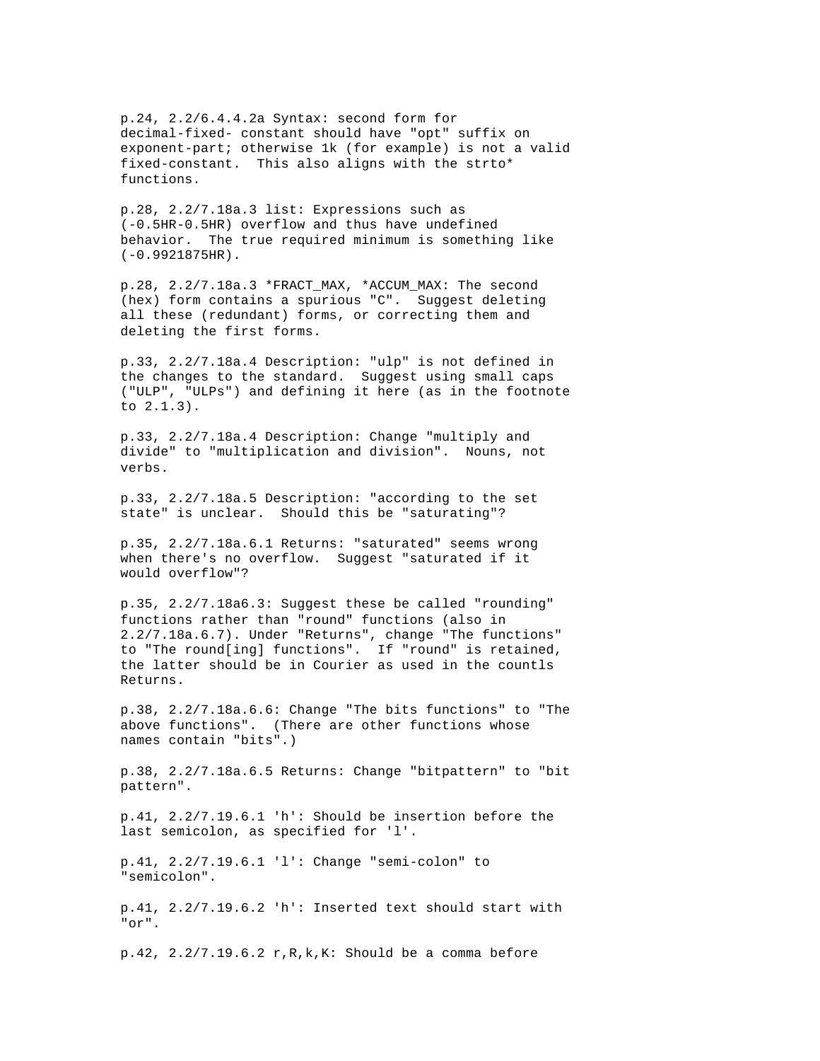p.24, 2.2/6.4.4.2a Syntax: second form for decimal-fixed- constant should have "opt" suffix on exponent-part; otherwise 1k (for example) is not a valid fixed-constant.  This also aligns with the strto* functions.

p.28, 2.2/7.18a.3 list: Expressions such as (-0.5HR-0.5HR) overflow and thus have undefined behavior.  The true required minimum is something like (-0.9921875HR).

p.28, 2.2/7.18a.3 *FRACT_MAX, *ACCUM_MAX: The second (hex) form contains a spurious "C".  Suggest deleting all these (redundant) forms, or correcting them and deleting the first forms.

p.33, 2.2/7.18a.4 Description: "ulp" is not defined in the changes to the standard.  Suggest using small caps ("ULP", "ULPs") and defining it here (as in the footnote to 2.1.3).

p.33, 2.2/7.18a.4 Description: Change "multiply and divide" to "multiplication and division".  Nouns, not verbs.

p.33, 2.2/7.18a.5 Description: "according to the set state" is unclear.  Should this be "saturating"?

p.35, 2.2/7.18a.6.1 Returns: "saturated" seems wrong when there's no overflow.  Suggest "saturated if it would overflow"?

p.35, 2.2/7.18a6.3: Suggest these be called "rounding" functions rather than "round" functions (also in 2.2/7.18a.6.7). Under "Returns", change "The functions" to "The round[ing] functions".  If "round" is retained, the latter should be in Courier as used in the countls Returns.

p.38, 2.2/7.18a.6.6: Change "The bits functions" to "The above functions".  (There are other functions whose names contain "bits".)

p.38, 2.2/7.18a.6.5 Returns: Change "bitpattern" to "bit pattern".

p.41, 2.2/7.19.6.1 'h': Should be insertion before the last semicolon, as specified for 'l'.

p.41, 2.2/7.19.6.1 'l': Change "semi-colon" to "semicolon".

p.41, 2.2/7.19.6.2 'h': Inserted text should start with "or".

p.42, 2.2/7.19.6.2 r,R,k,K: Should be a comma before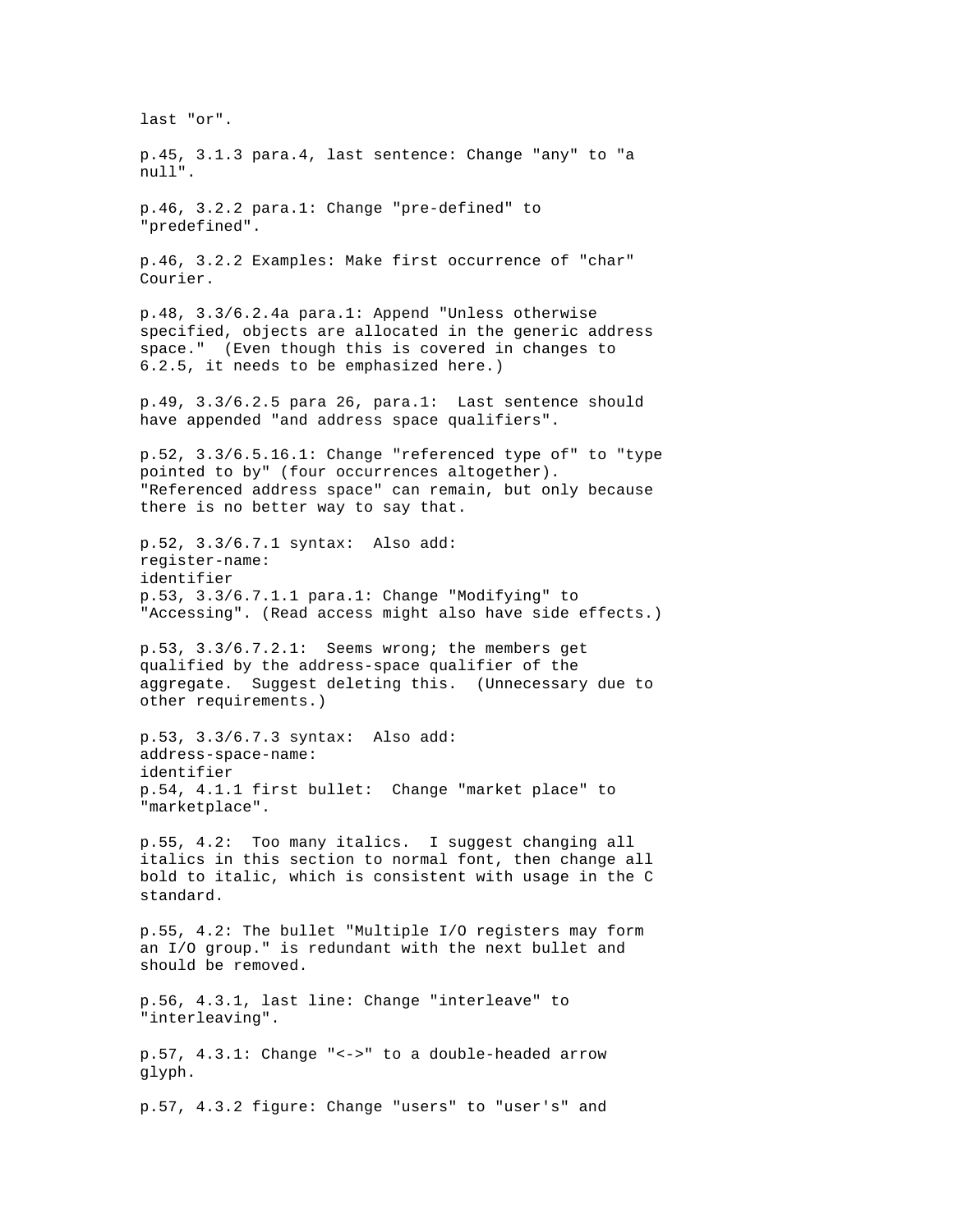last "or".

p.45, 3.1.3 para.4, last sentence: Change "any" to "a null".

p.46, 3.2.2 para.1: Change "pre-defined" to "predefined".

p.46, 3.2.2 Examples: Make first occurrence of "char" Courier.

p.48, 3.3/6.2.4a para.1: Append "Unless otherwise specified, objects are allocated in the generic address space."  (Even though this is covered in changes to 6.2.5, it needs to be emphasized here.)

p.49, 3.3/6.2.5 para 26, para.1:  Last sentence should have appended "and address space qualifiers".

p.52, 3.3/6.5.16.1: Change "referenced type of" to "type pointed to by" (four occurrences altogether). "Referenced address space" can remain, but only because there is no better way to say that.

p.52, 3.3/6.7.1 syntax:  Also add:
register-name:
identifier
p.53, 3.3/6.7.1.1 para.1: Change "Modifying" to "Accessing". (Read access might also have side effects.)

p.53, 3.3/6.7.2.1:  Seems wrong; the members get qualified by the address-space qualifier of the aggregate.  Suggest deleting this.  (Unnecessary due to other requirements.)

p.53, 3.3/6.7.3 syntax:  Also add:
address-space-name:
identifier
p.54, 4.1.1 first bullet:  Change "market place" to "marketplace".

p.55, 4.2:  Too many italics.  I suggest changing all italics in this section to normal font, then change all bold to italic, which is consistent with usage in the C standard.

p.55, 4.2: The bullet "Multiple I/O registers may form an I/O group." is redundant with the next bullet and should be removed.

p.56, 4.3.1, last line: Change "interleave" to "interleaving".

p.57, 4.3.1: Change "<->" to a double-headed arrow glyph.

p.57, 4.3.2 figure: Change "users" to "user's" and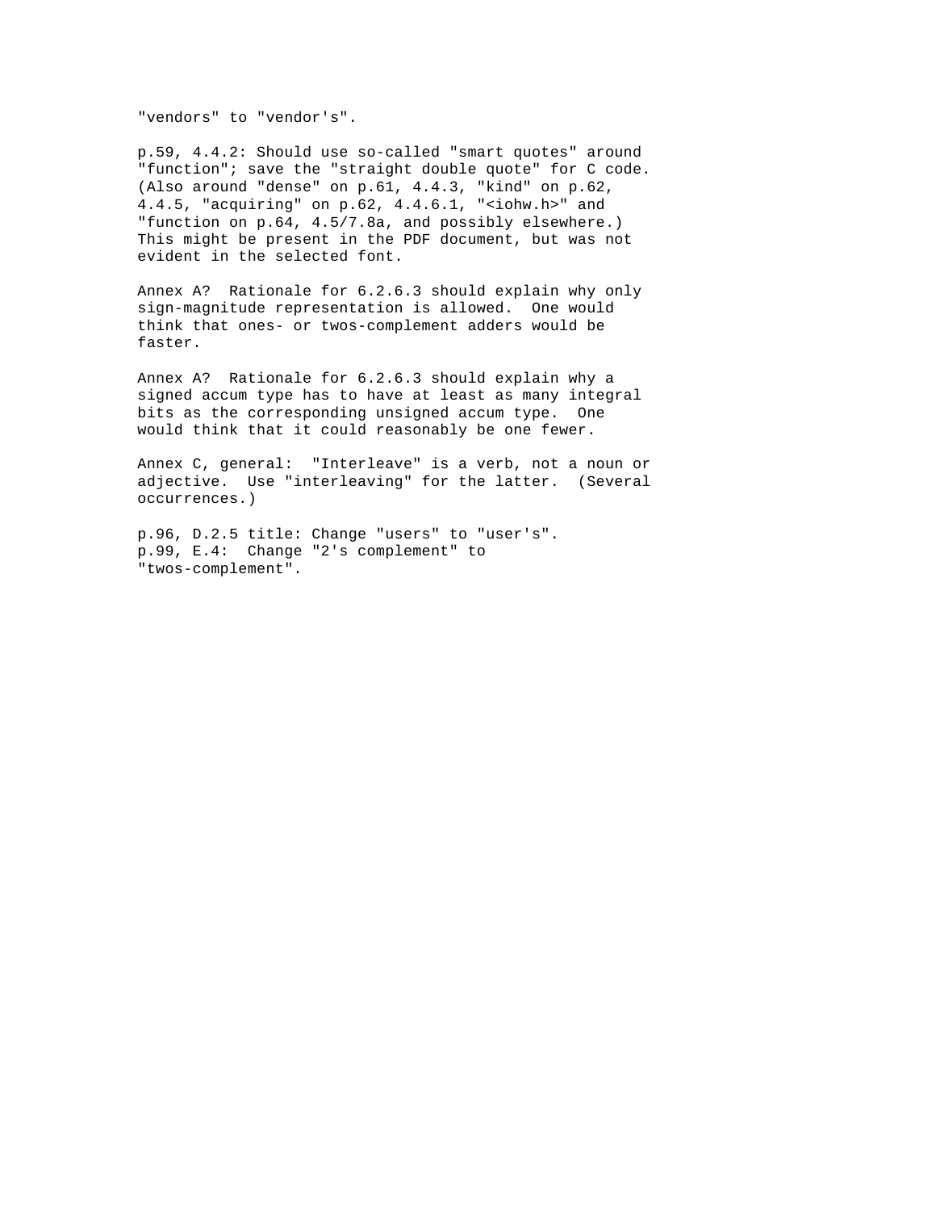"vendors" to "vendor's".

p.59, 4.4.2: Should use so-called "smart quotes" around "function"; save the "straight double quote" for C code. (Also around "dense" on p.61, 4.4.3, "kind" on p.62, 4.4.5, "acquiring" on p.62, 4.4.6.1, "<iohw.h>" and "function on p.64, 4.5/7.8a, and possibly elsewhere.) This might be present in the PDF document, but was not evident in the selected font.

Annex A? Rationale for 6.2.6.3 should explain why only sign-magnitude representation is allowed. One would think that ones- or twos-complement adders would be faster.

Annex A? Rationale for 6.2.6.3 should explain why a signed accum type has to have at least as many integral bits as the corresponding unsigned accum type. One would think that it could reasonably be one fewer.

Annex C, general: "Interleave" is a verb, not a noun or adjective. Use "interleaving" for the latter. (Several occurrences.)

p.96, D.2.5 title: Change "users" to "user's".
p.99, E.4: Change "2's complement" to "twos-complement".